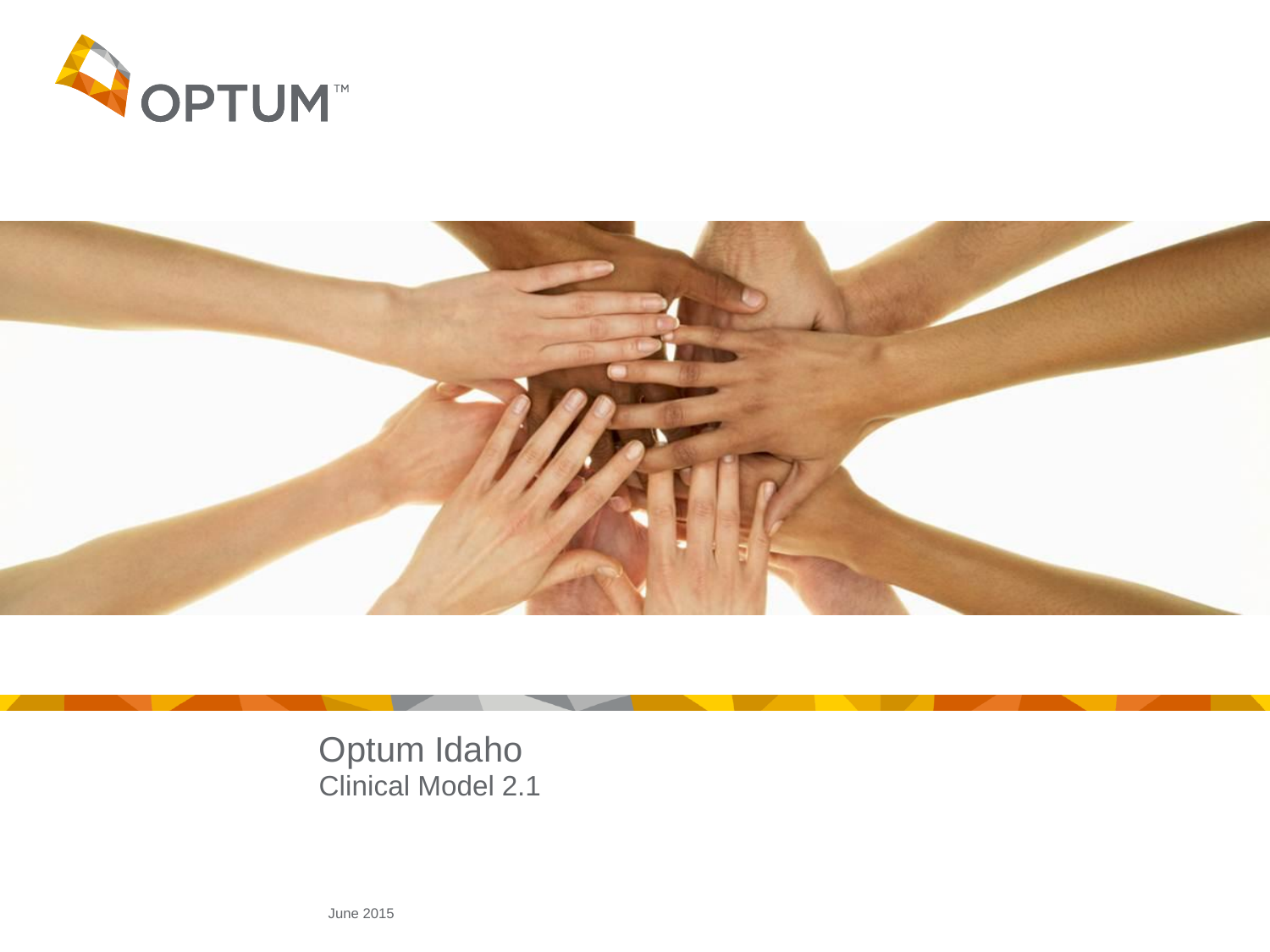OPTUM™

# Optum Idaho

## Clinical Model 2.1

June 2015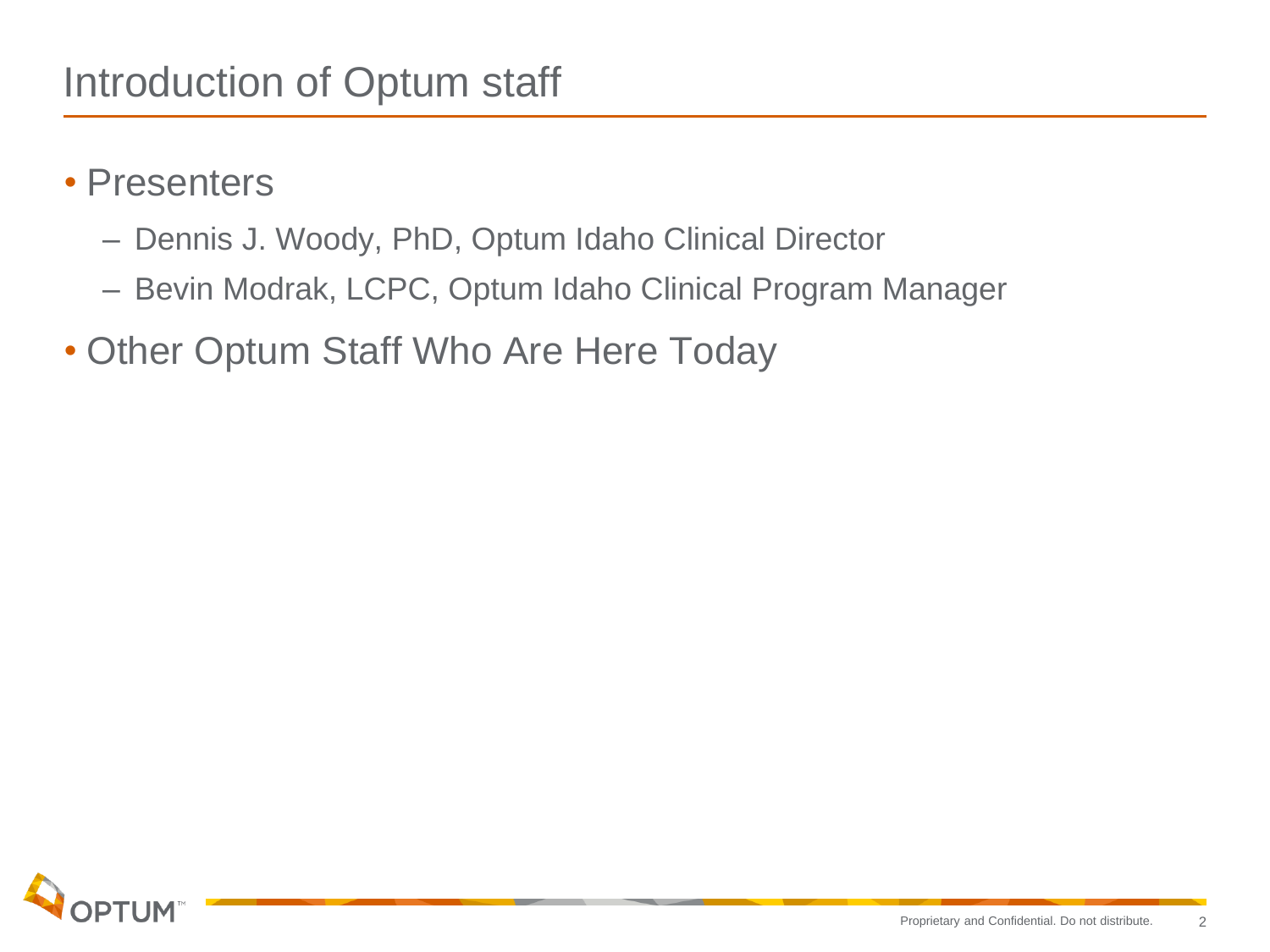# Introduction of Optum staff

- Presenters
  - Dennis J. Woody, PhD, Optum Idaho Clinical Director
  - Bevin Modrak, LCPC, Optum Idaho Clinical Program Manager
- Other Optum Staff Who Are Here Today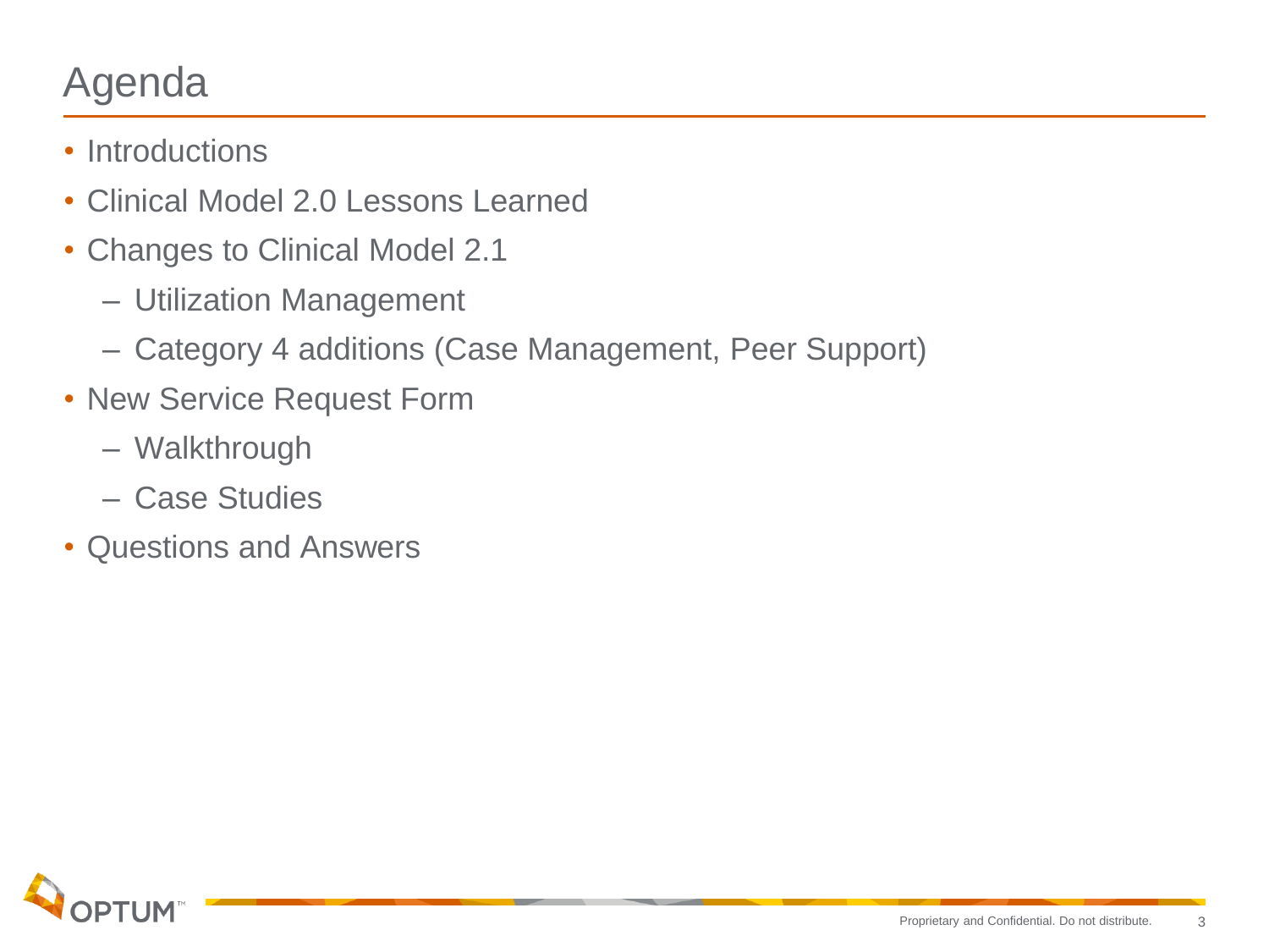# Agenda

- Introductions
- Clinical Model 2.0 Lessons Learned
- Changes to Clinical Model 2.1
  - Utilization Management
  - Category 4 additions (Case Management, Peer Support)
- New Service Request Form
  - Walkthrough
  - Case Studies
- Questions and Answers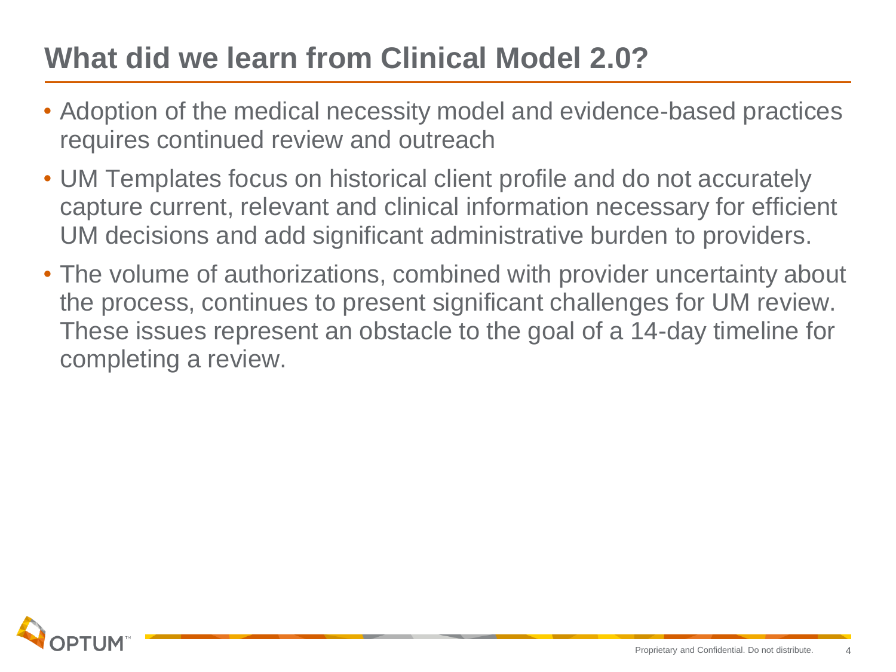# What did we learn from Clinical Model 2.0?

- Adoption of the medical necessity model and evidence-based practices requires continued review and outreach
- UM Templates focus on historical client profile and do not accurately capture current, relevant and clinical information necessary for efficient UM decisions and add significant administrative burden to providers.
- The volume of authorizations, combined with provider uncertainty about the process, continues to present significant challenges for UM review. These issues represent an obstacle to the goal of a 14-day timeline for completing a review.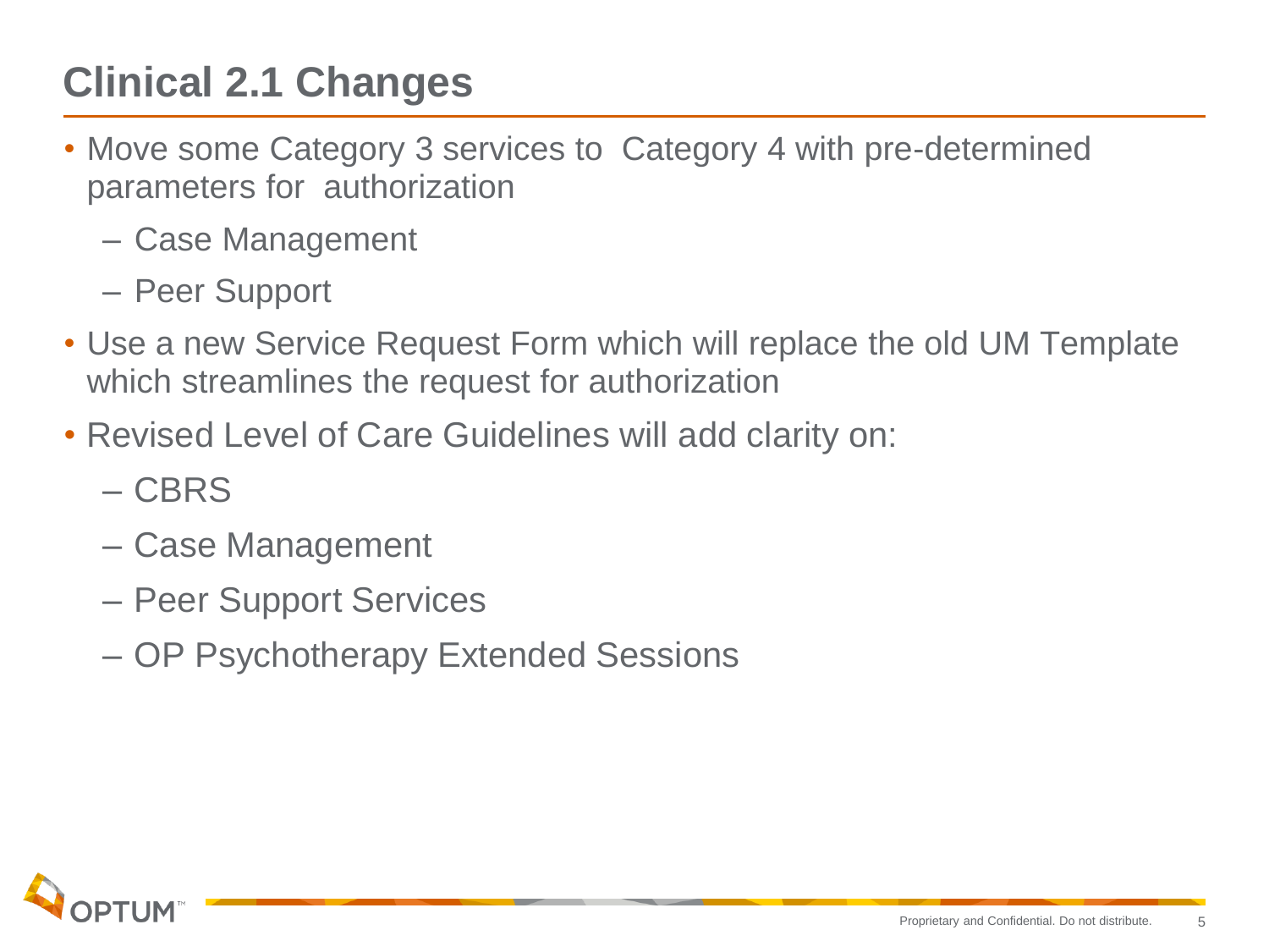# Clinical 2.1 Changes

- Move some Category 3 services to Category 4 with pre-determined parameters for authorization
  - Case Management
  - Peer Support
- Use a new Service Request Form which will replace the old UM Template which streamlines the request for authorization
- Revised Level of Care Guidelines will add clarity on:
  - CBRS
  - Case Management
  - Peer Support Services
  - OP Psychotherapy Extended Sessions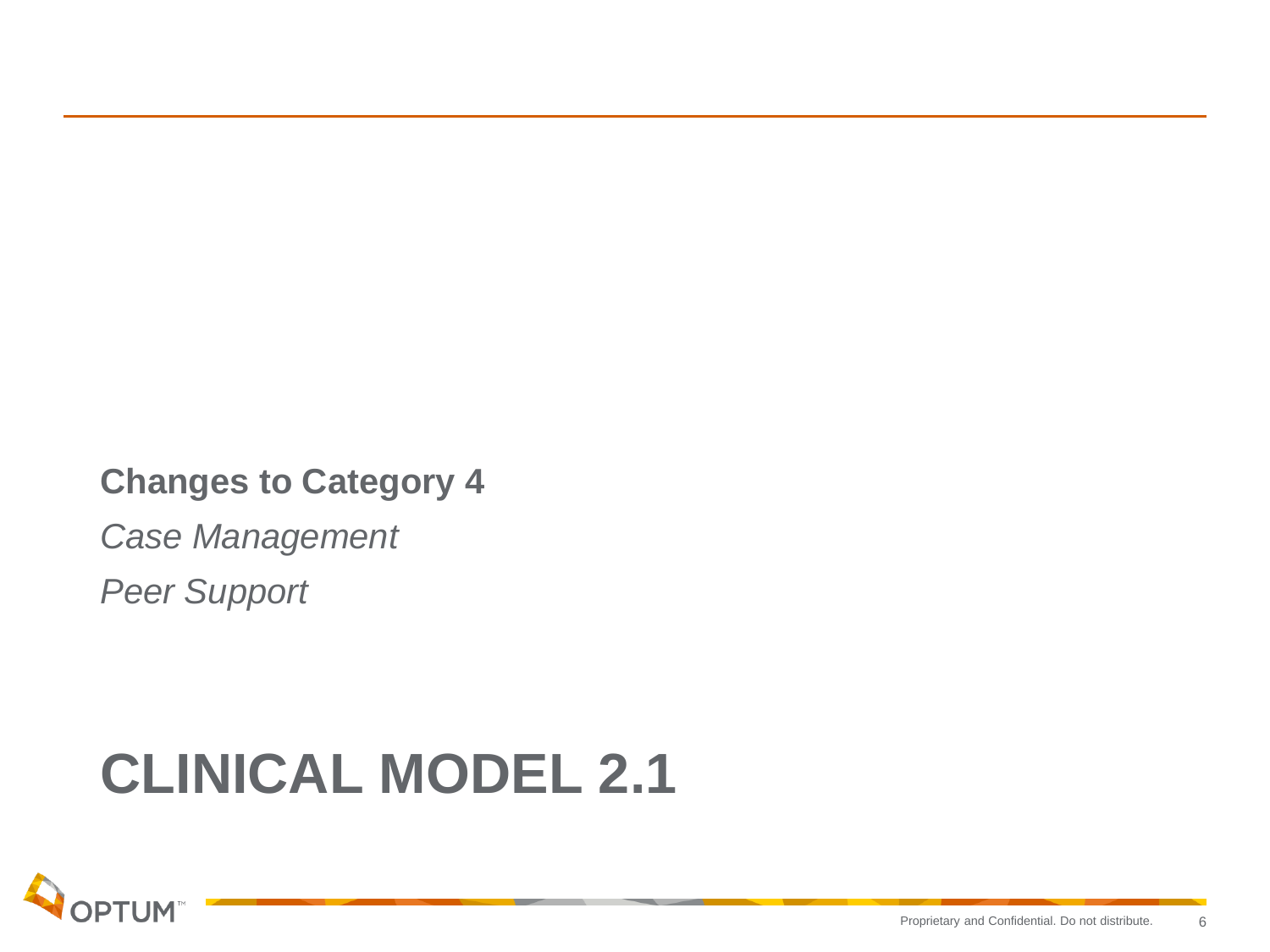**Changes to Category 4**

*Case Management*

*Peer Support*

# CLINICAL MODEL 2.1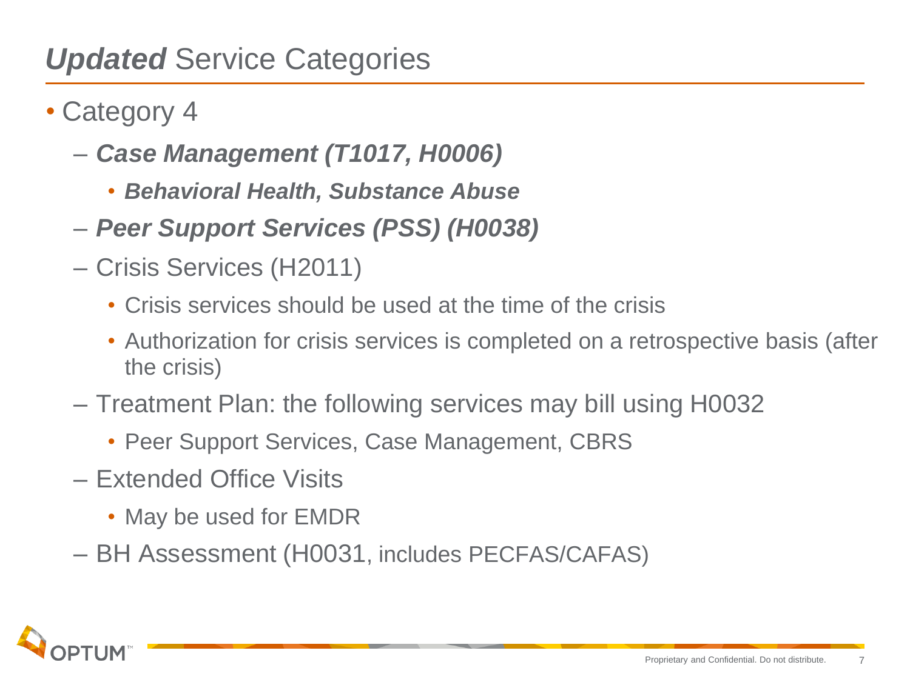# ***Updated*** Service Categories

- Category 4
  - ***Case Management (T1017, H0006)***
    - ***Behavioral Health, Substance Abuse***
  - ***Peer Support Services (PSS) (H0038)***
  - Crisis Services (H2011)
    - Crisis services should be used at the time of the crisis
    - Authorization for crisis services is completed on a retrospective basis (after the crisis)
  - Treatment Plan: the following services may bill using H0032
    - Peer Support Services, Case Management, CBRS
  - Extended Office Visits
    - May be used for EMDR
  - BH Assessment (H0031, includes PECFAS/CAFAS)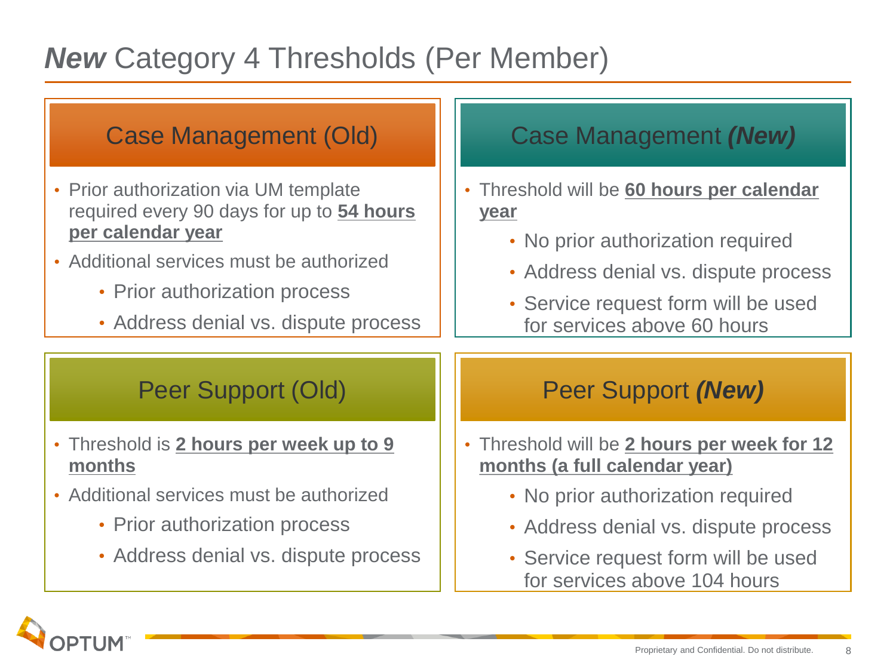# ***New*** Category 4 Thresholds (Per Member)

## Case Management (Old)

- Prior authorization via UM template required every 90 days for up to **54 hours per calendar year**
- Additional services must be authorized
  - Prior authorization process
  - Address denial vs. dispute process

## Case Management ***(New)***

- Threshold will be **60 hours per calendar year**
  - No prior authorization required
  - Address denial vs. dispute process
  - Service request form will be used for services above 60 hours

## Peer Support (Old)

- Threshold is **2 hours per week up to 9 months**
- Additional services must be authorized
  - Prior authorization process
  - Address denial vs. dispute process

## Peer Support ***(New)***

- Threshold will be **2 hours per week for 12 months (a full calendar year)**
  - No prior authorization required
  - Address denial vs. dispute process
  - Service request form will be used for services above 104 hours

Proprietary and Confidential. Do not distribute.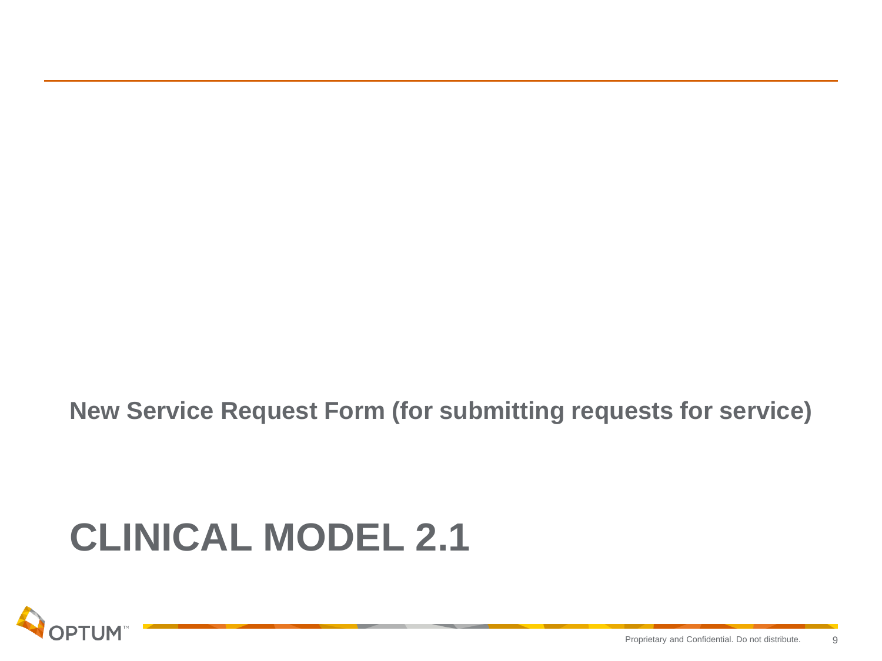New Service Request Form (for submitting requests for service)

# CLINICAL MODEL 2.1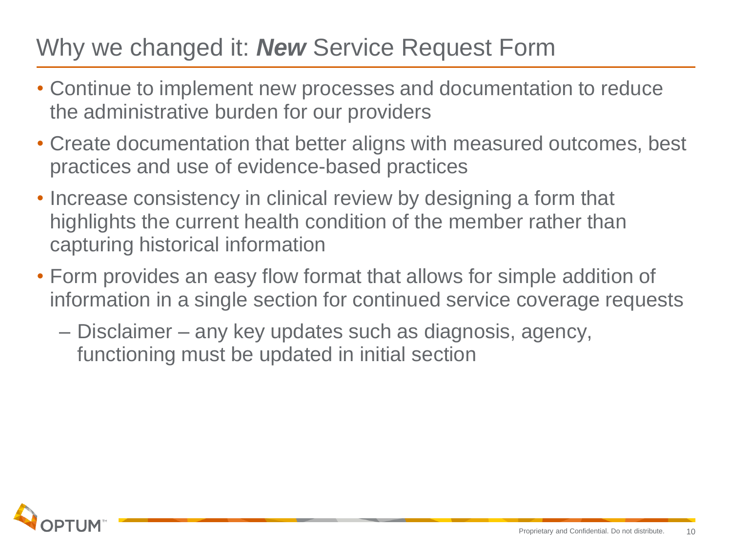# Why we changed it: ***New*** Service Request Form

- Continue to implement new processes and documentation to reduce the administrative burden for our providers
- Create documentation that better aligns with measured outcomes, best practices and use of evidence-based practices
- Increase consistency in clinical review by designing a form that highlights the current health condition of the member rather than capturing historical information
- Form provides an easy flow format that allows for simple addition of information in a single section for continued service coverage requests
  - Disclaimer – any key updates such as diagnosis, agency, functioning must be updated in initial section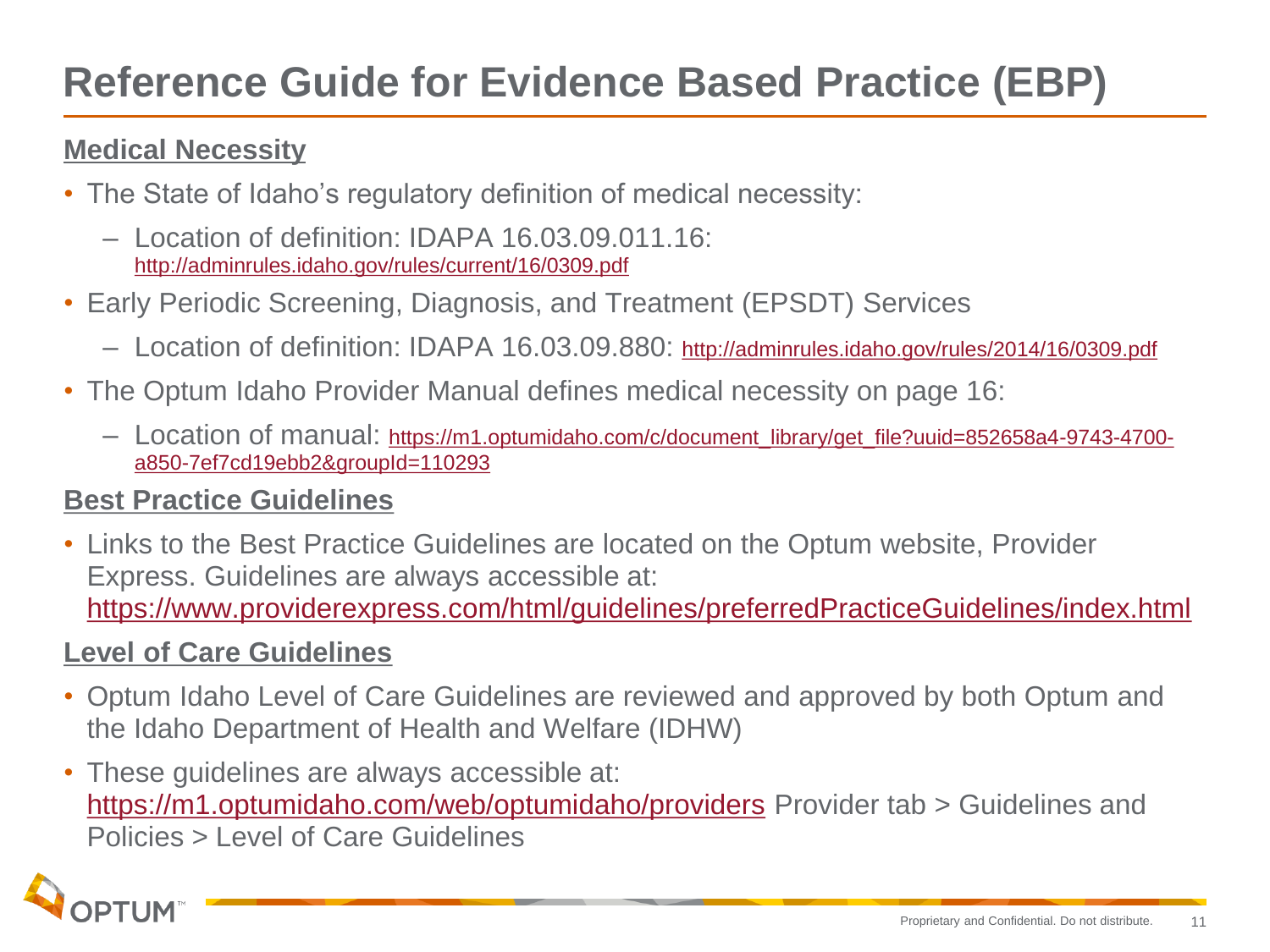# Reference Guide for Evidence Based Practice (EBP)

**Medical Necessity**

- The State of Idaho's regulatory definition of medical necessity:
  - Location of definition: IDAPA 16.03.09.011.16: http://adminrules.idaho.gov/rules/current/16/0309.pdf
- Early Periodic Screening, Diagnosis, and Treatment (EPSDT) Services
  - Location of definition: IDAPA 16.03.09.880: http://adminrules.idaho.gov/rules/2014/16/0309.pdf
- The Optum Idaho Provider Manual defines medical necessity on page 16:
  - Location of manual: https://m1.optumidaho.com/c/document_library/get_file?uuid=852658a4-9743-4700-a850-7ef7cd19ebb2&groupId=110293

**Best Practice Guidelines**

- Links to the Best Practice Guidelines are located on the Optum website, Provider Express. Guidelines are always accessible at: https://www.providerexpress.com/html/guidelines/preferredPracticeGuidelines/index.html

**Level of Care Guidelines**

- Optum Idaho Level of Care Guidelines are reviewed and approved by both Optum and the Idaho Department of Health and Welfare (IDHW)
- These guidelines are always accessible at: https://m1.optumidaho.com/web/optumidaho/providers Provider tab > Guidelines and Policies > Level of Care Guidelines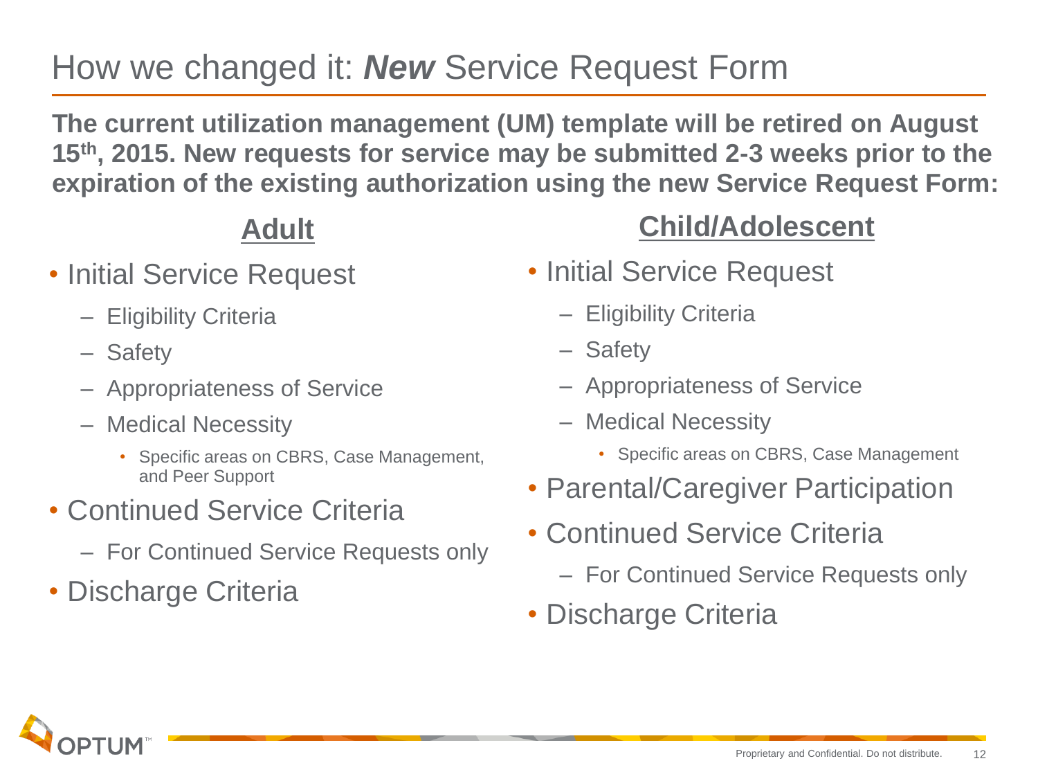# How we changed it: ***New*** Service Request Form

**The current utilization management (UM) template will be retired on August 15th, 2015. New requests for service may be submitted 2-3 weeks prior to the expiration of the existing authorization using the new Service Request Form:**

## Adult

- Initial Service Request
  - Eligibility Criteria
  - Safety
  - Appropriateness of Service
  - Medical Necessity
    - Specific areas on CBRS, Case Management, and Peer Support
- Continued Service Criteria
  - For Continued Service Requests only
- Discharge Criteria

## Child/Adolescent

- Initial Service Request
  - Eligibility Criteria
  - Safety
  - Appropriateness of Service
  - Medical Necessity
    - Specific areas on CBRS, Case Management
- Parental/Caregiver Participation
- Continued Service Criteria
  - For Continued Service Requests only
- Discharge Criteria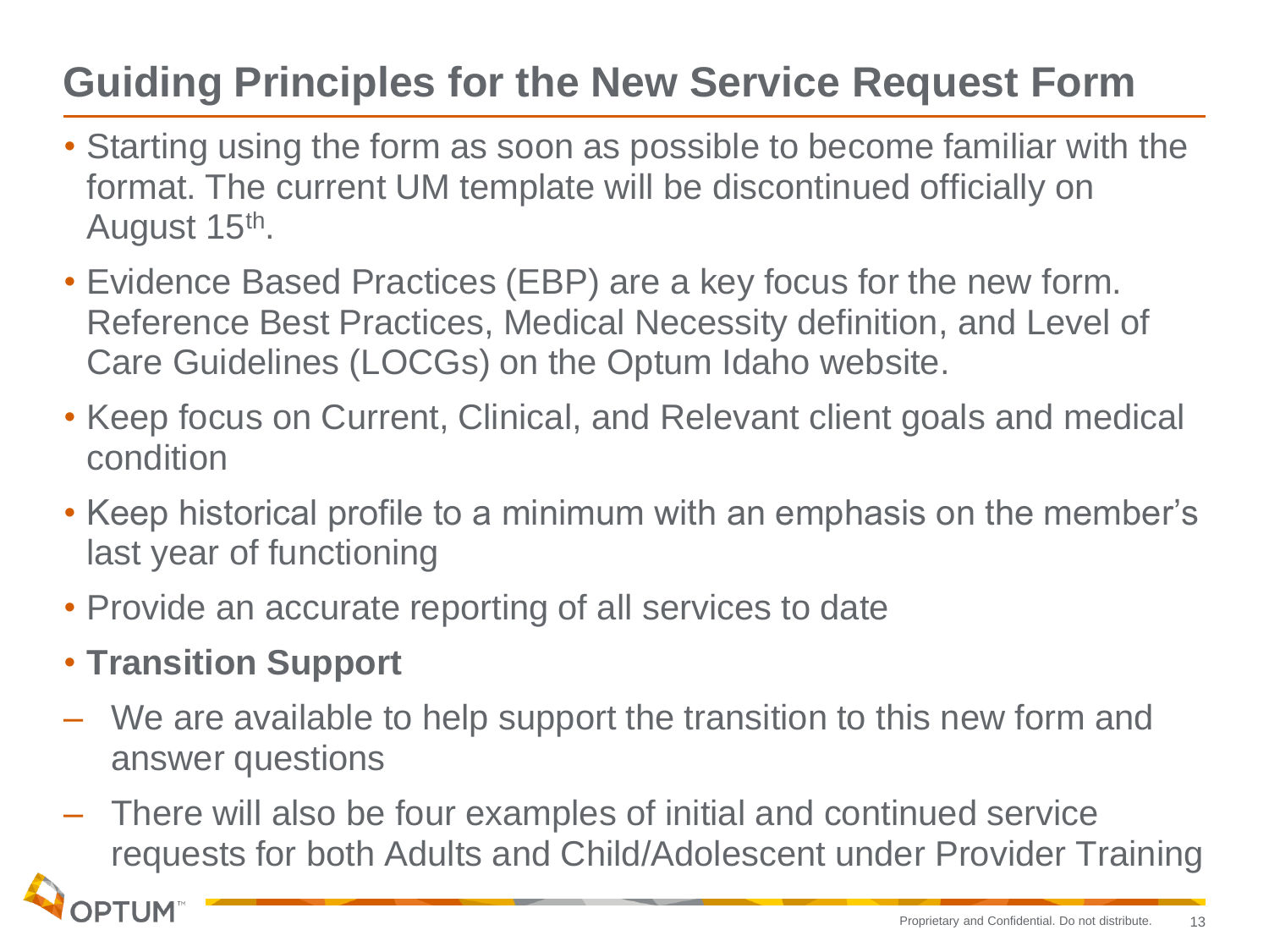# Guiding Principles for the New Service Request Form

- Starting using the form as soon as possible to become familiar with the format. The current UM template will be discontinued officially on August 15th.
- Evidence Based Practices (EBP) are a key focus for the new form. Reference Best Practices, Medical Necessity definition, and Level of Care Guidelines (LOCGs) on the Optum Idaho website.
- Keep focus on Current, Clinical, and Relevant client goals and medical condition
- Keep historical profile to a minimum with an emphasis on the member's last year of functioning
- Provide an accurate reporting of all services to date
- **Transition Support**
  - We are available to help support the transition to this new form and answer questions
  - There will also be four examples of initial and continued service requests for both Adults and Child/Adolescent under Provider Training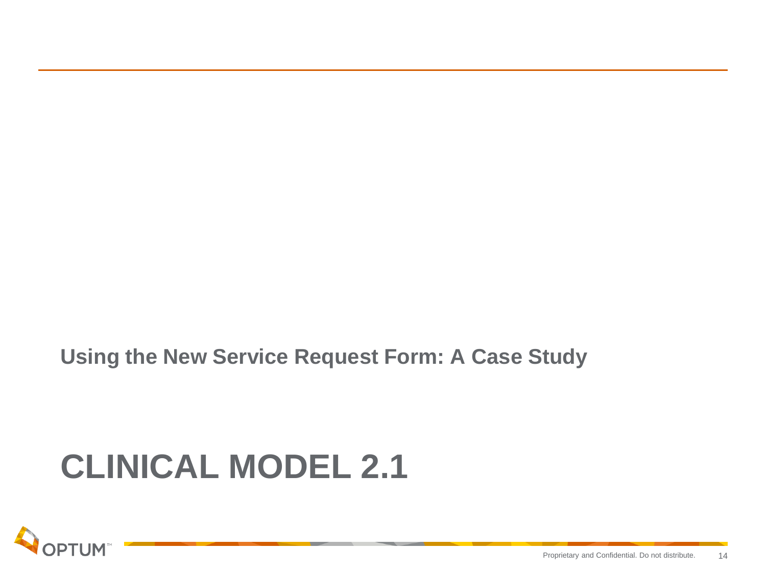Using the New Service Request Form: A Case Study

# CLINICAL MODEL 2.1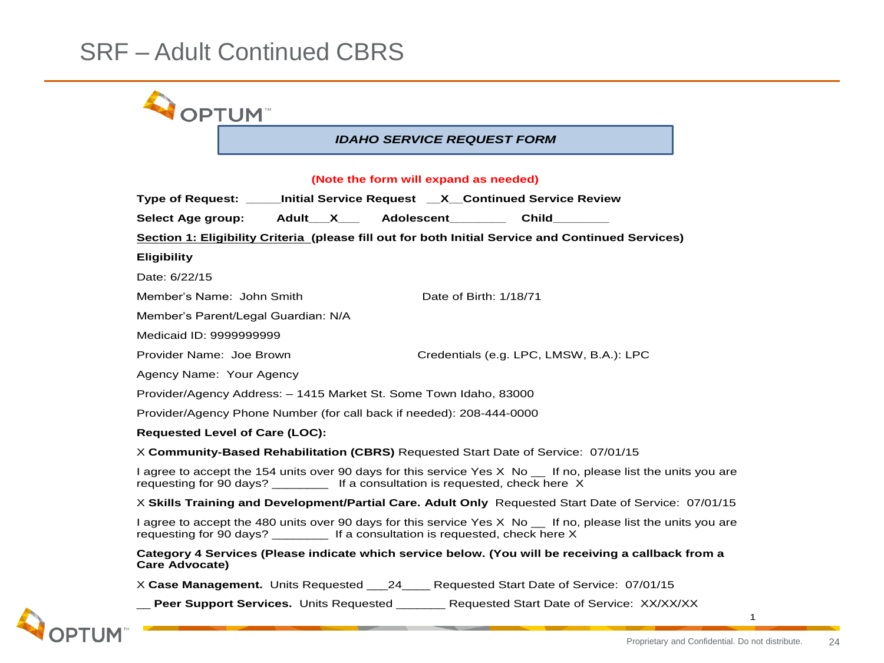# SRF – Adult Continued CBRS

## *IDAHO SERVICE REQUEST FORM*

**(Note the form will expand as needed)**

**Type of Request:** _____**Initial Service Request** __**X**__**Continued Service Review**

**Select Age group:** **Adult**___**X**___ **Adolescent**________ **Child**________

**Section 1: Eligibility Criteria (please fill out for both Initial Service and Continued Services)**

**Eligibility**

Date: 6/22/15

Member's Name: John Smith Date of Birth: 1/18/71

Member's Parent/Legal Guardian: N/A

Medicaid ID: 9999999999

Provider Name: Joe Brown Credentials (e.g. LPC, LMSW, B.A.): LPC

Agency Name: Your Agency

Provider/Agency Address: – 1415 Market St. Some Town Idaho, 83000

Provider/Agency Phone Number (for call back if needed): 208-444-0000

**Requested Level of Care (LOC):**

X **Community-Based Rehabilitation (CBRS)** Requested Start Date of Service: 07/01/15

I agree to accept the 154 units over 90 days for this service Yes X No __ If no, please list the units you are requesting for 90 days? ________ If a consultation is requested, check here X

X **Skills Training and Development/Partial Care. Adult Only** Requested Start Date of Service: 07/01/15

I agree to accept the 480 units over 90 days for this service Yes X No __ If no, please list the units you are requesting for 90 days? ________ If a consultation is requested, check here X

**Category 4 Services (Please indicate which service below. (You will be receiving a callback from a Care Advocate)**

X **Case Management.** Units Requested ___24____ Requested Start Date of Service: 07/01/15

__ **Peer Support Services.** Units Requested _______ Requested Start Date of Service: XX/XX/XX

Proprietary and Confidential. Do not distribute.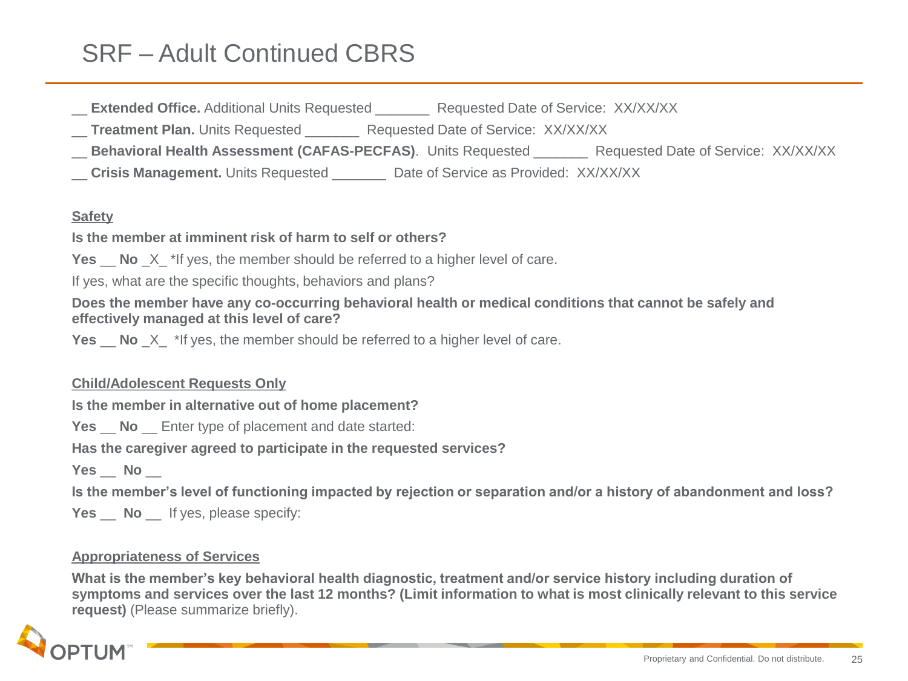# SRF – Adult Continued CBRS

__ **Extended Office.** Additional Units Requested _______ Requested Date of Service: XX/XX/XX

__ **Treatment Plan.** Units Requested _______ Requested Date of Service: XX/XX/XX

__ **Behavioral Health Assessment (CAFAS-PECFAS)**. Units Requested _______ Requested Date of Service: XX/XX/XX

__ **Crisis Management.** Units Requested _______ Date of Service as Provided: XX/XX/XX

**Safety**

**Is the member at imminent risk of harm to self or others?**

**Yes** __ **No** _X_ *If yes, the member should be referred to a higher level of care.

If yes, what are the specific thoughts, behaviors and plans?

**Does the member have any co-occurring behavioral health or medical conditions that cannot be safely and effectively managed at this level of care?**

**Yes** __ **No** _X_ *If yes, the member should be referred to a higher level of care.

**Child/Adolescent Requests Only**

**Is the member in alternative out of home placement?**

**Yes** __ **No** __ Enter type of placement and date started:

**Has the caregiver agreed to participate in the requested services?**

**Yes** __ **No** __

**Is the member's level of functioning impacted by rejection or separation and/or a history of abandonment and loss?**

**Yes** __ **No** __ If yes, please specify:

**Appropriateness of Services**

**What is the member's key behavioral health diagnostic, treatment and/or service history including duration of symptoms and services over the last 12 months? (Limit information to what is most clinically relevant to this service request)** (Please summarize briefly).

Proprietary and Confidential. Do not distribute.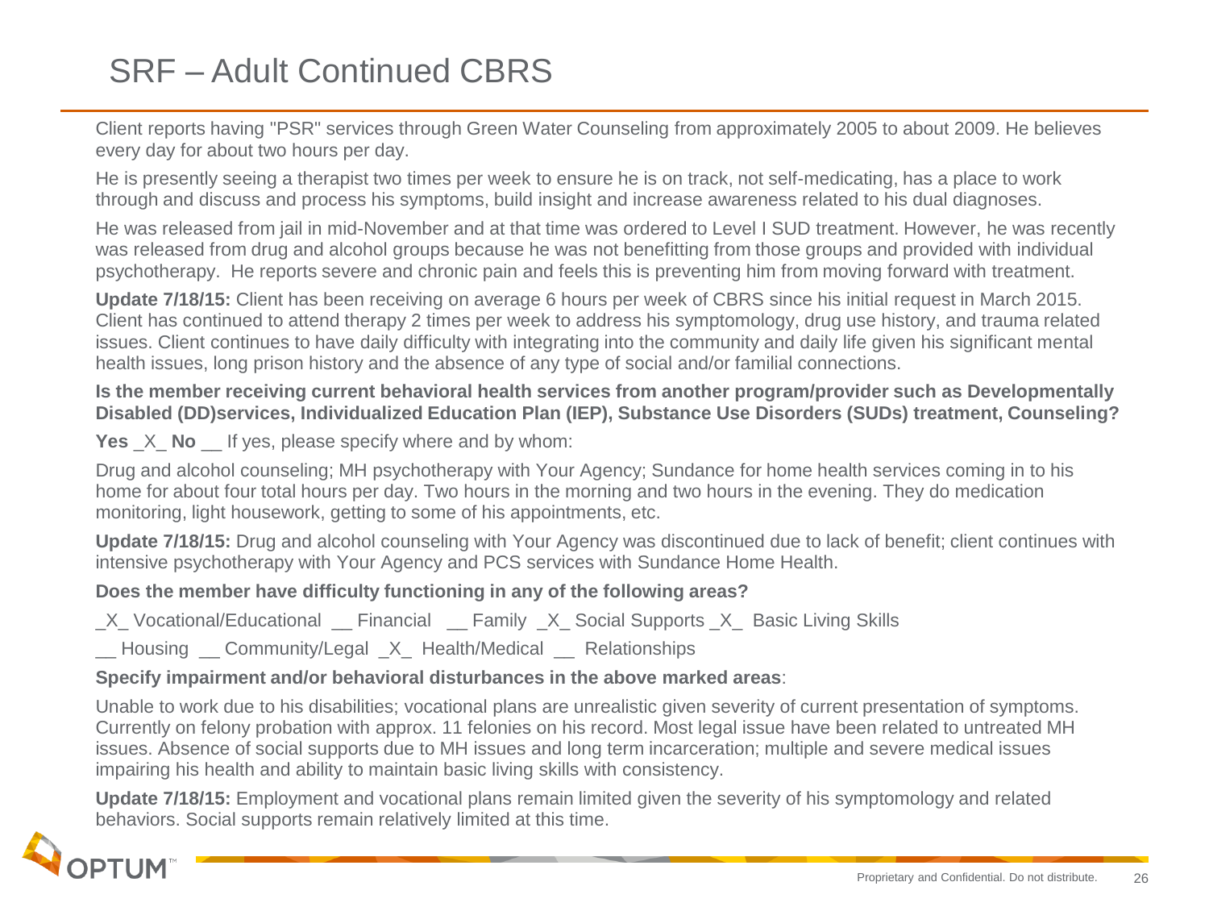# SRF – Adult Continued CBRS

Client reports having "PSR" services through Green Water Counseling from approximately 2005 to about 2009. He believes every day for about two hours per day.

He is presently seeing a therapist two times per week to ensure he is on track, not self-medicating, has a place to work through and discuss and process his symptoms, build insight and increase awareness related to his dual diagnoses.

He was released from jail in mid-November and at that time was ordered to Level I SUD treatment. However, he was recently was released from drug and alcohol groups because he was not benefitting from those groups and provided with individual psychotherapy. He reports severe and chronic pain and feels this is preventing him from moving forward with treatment.

**Update 7/18/15:** Client has been receiving on average 6 hours per week of CBRS since his initial request in March 2015. Client has continued to attend therapy 2 times per week to address his symptomology, drug use history, and trauma related issues. Client continues to have daily difficulty with integrating into the community and daily life given his significant mental health issues, long prison history and the absence of any type of social and/or familial connections.

**Is the member receiving current behavioral health services from another program/provider such as Developmentally Disabled (DD)services, Individualized Education Plan (IEP), Substance Use Disorders (SUDs) treatment, Counseling?**

**Yes** _X_ **No** __ If yes, please specify where and by whom:

Drug and alcohol counseling; MH psychotherapy with Your Agency; Sundance for home health services coming in to his home for about four total hours per day. Two hours in the morning and two hours in the evening. They do medication monitoring, light housework, getting to some of his appointments, etc.

**Update 7/18/15:** Drug and alcohol counseling with Your Agency was discontinued due to lack of benefit; client continues with intensive psychotherapy with Your Agency and PCS services with Sundance Home Health.

**Does the member have difficulty functioning in any of the following areas?**

_X_ Vocational/Educational __ Financial __ Family _X_ Social Supports _X_ Basic Living Skills

__ Housing __ Community/Legal _X_ Health/Medical __ Relationships

**Specify impairment and/or behavioral disturbances in the above marked areas**:

Unable to work due to his disabilities; vocational plans are unrealistic given severity of current presentation of symptoms. Currently on felony probation with approx. 11 felonies on his record. Most legal issue have been related to untreated MH issues. Absence of social supports due to MH issues and long term incarceration; multiple and severe medical issues impairing his health and ability to maintain basic living skills with consistency.

**Update 7/18/15:** Employment and vocational plans remain limited given the severity of his symptomology and related behaviors. Social supports remain relatively limited at this time.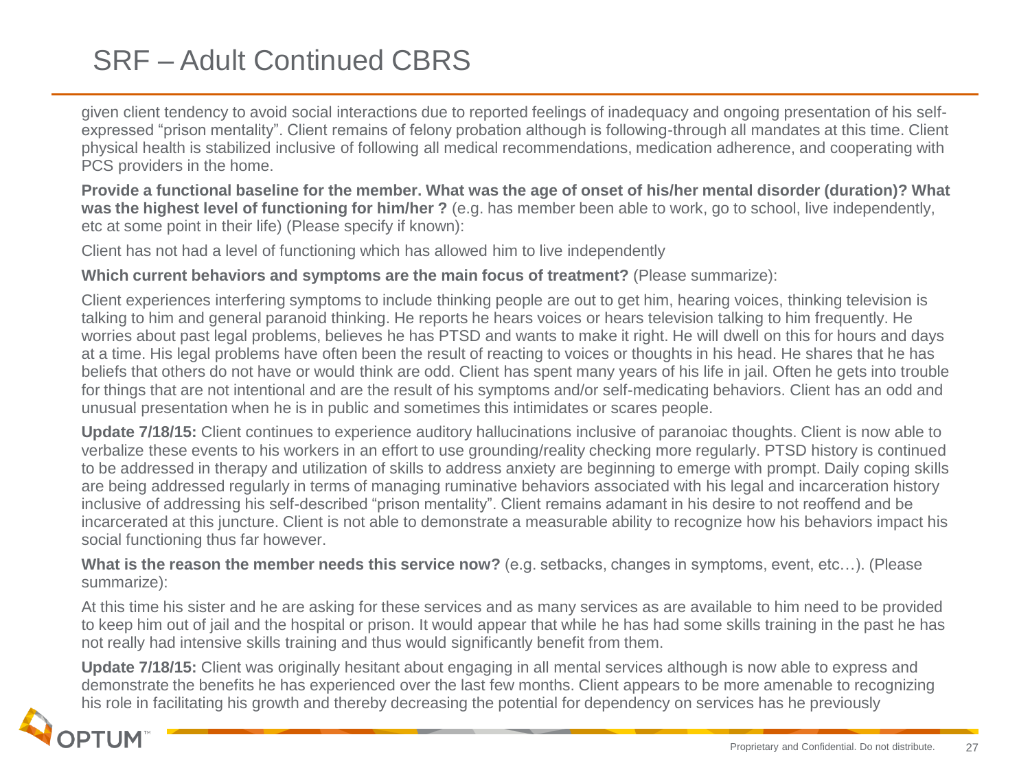# SRF – Adult Continued CBRS

given client tendency to avoid social interactions due to reported feelings of inadequacy and ongoing presentation of his self-expressed "prison mentality". Client remains of felony probation although is following-through all mandates at this time. Client physical health is stabilized inclusive of following all medical recommendations, medication adherence, and cooperating with PCS providers in the home.

**Provide a functional baseline for the member. What was the age of onset of his/her mental disorder (duration)? What was the highest level of functioning for him/her ?** (e.g. has member been able to work, go to school, live independently, etc at some point in their life) (Please specify if known):

Client has not had a level of functioning which has allowed him to live independently

**Which current behaviors and symptoms are the main focus of treatment?** (Please summarize):

Client experiences interfering symptoms to include thinking people are out to get him, hearing voices, thinking television is talking to him and general paranoid thinking. He reports he hears voices or hears television talking to him frequently. He worries about past legal problems, believes he has PTSD and wants to make it right. He will dwell on this for hours and days at a time. His legal problems have often been the result of reacting to voices or thoughts in his head. He shares that he has beliefs that others do not have or would think are odd. Client has spent many years of his life in jail. Often he gets into trouble for things that are not intentional and are the result of his symptoms and/or self-medicating behaviors. Client has an odd and unusual presentation when he is in public and sometimes this intimidates or scares people.

**Update 7/18/15:** Client continues to experience auditory hallucinations inclusive of paranoiac thoughts. Client is now able to verbalize these events to his workers in an effort to use grounding/reality checking more regularly. PTSD history is continued to be addressed in therapy and utilization of skills to address anxiety are beginning to emerge with prompt. Daily coping skills are being addressed regularly in terms of managing ruminative behaviors associated with his legal and incarceration history inclusive of addressing his self-described "prison mentality". Client remains adamant in his desire to not reoffend and be incarcerated at this juncture. Client is not able to demonstrate a measurable ability to recognize how his behaviors impact his social functioning thus far however.

**What is the reason the member needs this service now?** (e.g. setbacks, changes in symptoms, event, etc…). (Please summarize):

At this time his sister and he are asking for these services and as many services as are available to him need to be provided to keep him out of jail and the hospital or prison. It would appear that while he has had some skills training in the past he has not really had intensive skills training and thus would significantly benefit from them.

**Update 7/18/15:** Client was originally hesitant about engaging in all mental services although is now able to express and demonstrate the benefits he has experienced over the last few months. Client appears to be more amenable to recognizing his role in facilitating his growth and thereby decreasing the potential for dependency on services has he previously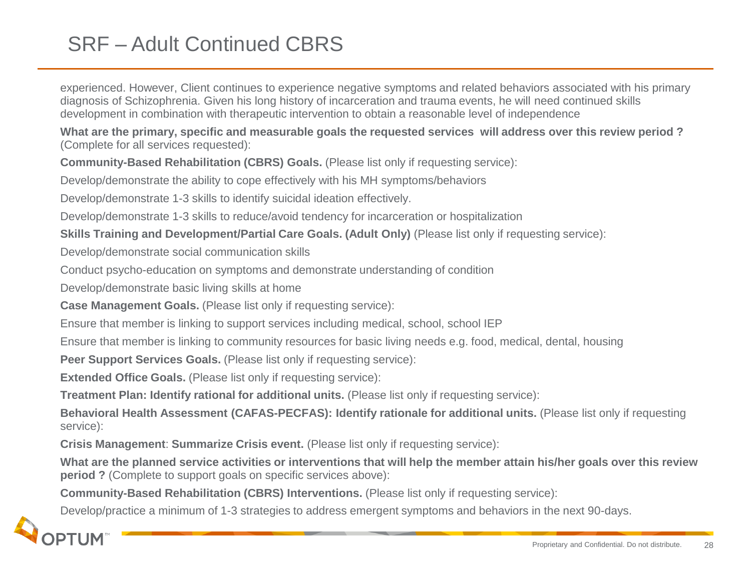# SRF – Adult Continued CBRS

experienced. However, Client continues to experience negative symptoms and related behaviors associated with his primary diagnosis of Schizophrenia. Given his long history of incarceration and trauma events, he will need continued skills development in combination with therapeutic intervention to obtain a reasonable level of independence

**What are the primary, specific and measurable goals the requested services will address over this review period ?** (Complete for all services requested):

**Community-Based Rehabilitation (CBRS) Goals.** (Please list only if requesting service):

Develop/demonstrate the ability to cope effectively with his MH symptoms/behaviors

Develop/demonstrate 1-3 skills to identify suicidal ideation effectively.

Develop/demonstrate 1-3 skills to reduce/avoid tendency for incarceration or hospitalization

**Skills Training and Development/Partial Care Goals. (Adult Only)** (Please list only if requesting service):

Develop/demonstrate social communication skills

Conduct psycho-education on symptoms and demonstrate understanding of condition

Develop/demonstrate basic living skills at home

**Case Management Goals.** (Please list only if requesting service):

Ensure that member is linking to support services including medical, school, school IEP

Ensure that member is linking to community resources for basic living needs e.g. food, medical, dental, housing

**Peer Support Services Goals.** (Please list only if requesting service):

**Extended Office Goals.** (Please list only if requesting service):

**Treatment Plan: Identify rational for additional units.** (Please list only if requesting service):

**Behavioral Health Assessment (CAFAS-PECFAS): Identify rationale for additional units.** (Please list only if requesting service):

**Crisis Management**: **Summarize Crisis event.** (Please list only if requesting service):

**What are the planned service activities or interventions that will help the member attain his/her goals over this review period ?** (Complete to support goals on specific services above):

**Community-Based Rehabilitation (CBRS) Interventions.** (Please list only if requesting service):

Develop/practice a minimum of 1-3 strategies to address emergent symptoms and behaviors in the next 90-days.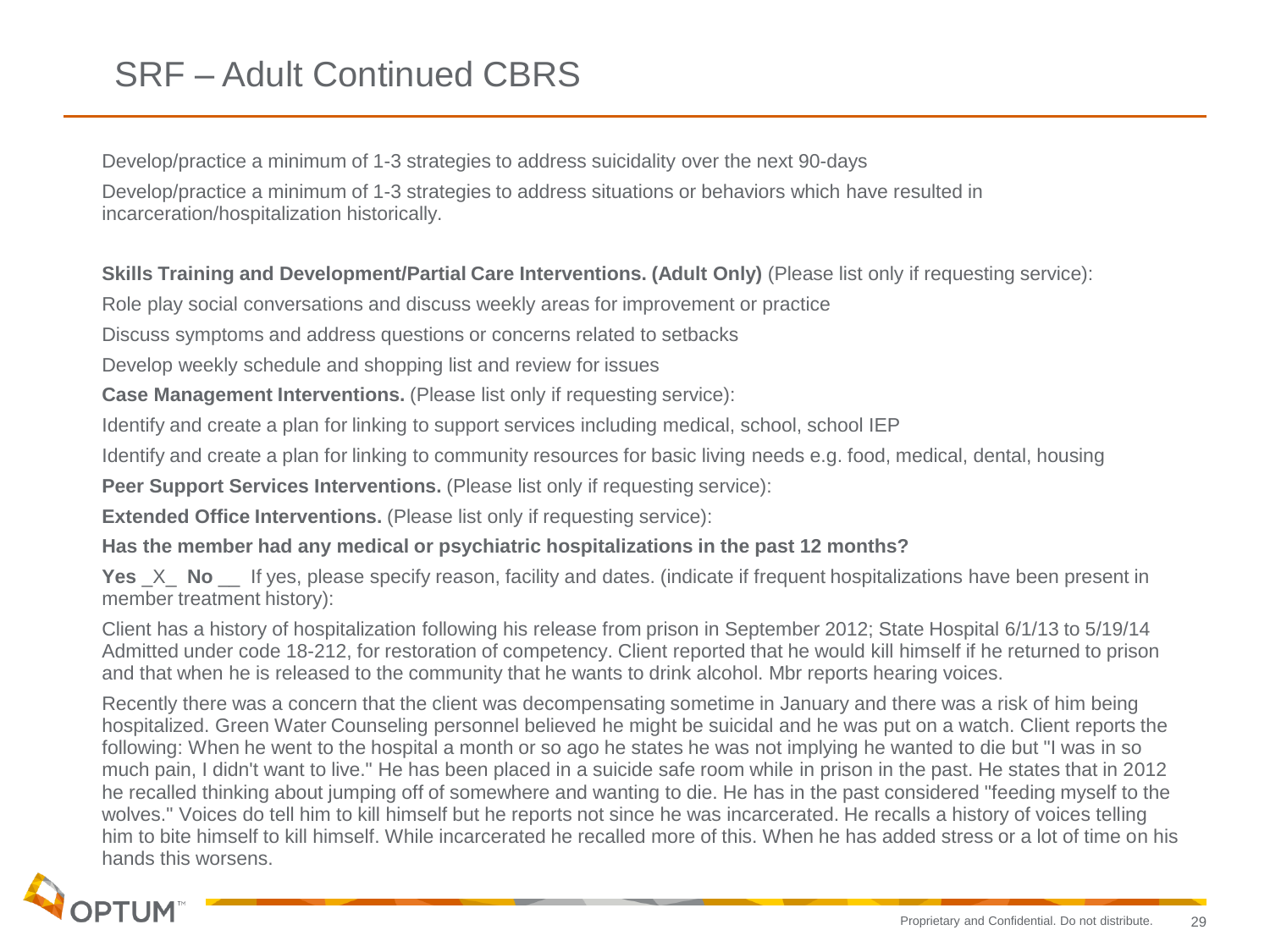# SRF – Adult Continued CBRS

Develop/practice a minimum of 1-3 strategies to address suicidality over the next 90-days

Develop/practice a minimum of 1-3 strategies to address situations or behaviors which have resulted in incarceration/hospitalization historically.

**Skills Training and Development/Partial Care Interventions. (Adult Only)** (Please list only if requesting service):

Role play social conversations and discuss weekly areas for improvement or practice

Discuss symptoms and address questions or concerns related to setbacks

Develop weekly schedule and shopping list and review for issues

**Case Management Interventions.** (Please list only if requesting service):

Identify and create a plan for linking to support services including medical, school, school IEP

Identify and create a plan for linking to community resources for basic living needs e.g. food, medical, dental, housing

**Peer Support Services Interventions.** (Please list only if requesting service):

**Extended Office Interventions.** (Please list only if requesting service):

**Has the member had any medical or psychiatric hospitalizations in the past 12 months?**

**Yes** _X_ **No** __ If yes, please specify reason, facility and dates. (indicate if frequent hospitalizations have been present in member treatment history):

Client has a history of hospitalization following his release from prison in September 2012; State Hospital 6/1/13 to 5/19/14 Admitted under code 18-212, for restoration of competency. Client reported that he would kill himself if he returned to prison and that when he is released to the community that he wants to drink alcohol. Mbr reports hearing voices.

Recently there was a concern that the client was decompensating sometime in January and there was a risk of him being hospitalized. Green Water Counseling personnel believed he might be suicidal and he was put on a watch. Client reports the following: When he went to the hospital a month or so ago he states he was not implying he wanted to die but "I was in so much pain, I didn't want to live." He has been placed in a suicide safe room while in prison in the past. He states that in 2012 he recalled thinking about jumping off of somewhere and wanting to die. He has in the past considered "feeding myself to the wolves." Voices do tell him to kill himself but he reports not since he was incarcerated. He recalls a history of voices telling him to bite himself to kill himself. While incarcerated he recalled more of this. When he has added stress or a lot of time on his hands this worsens.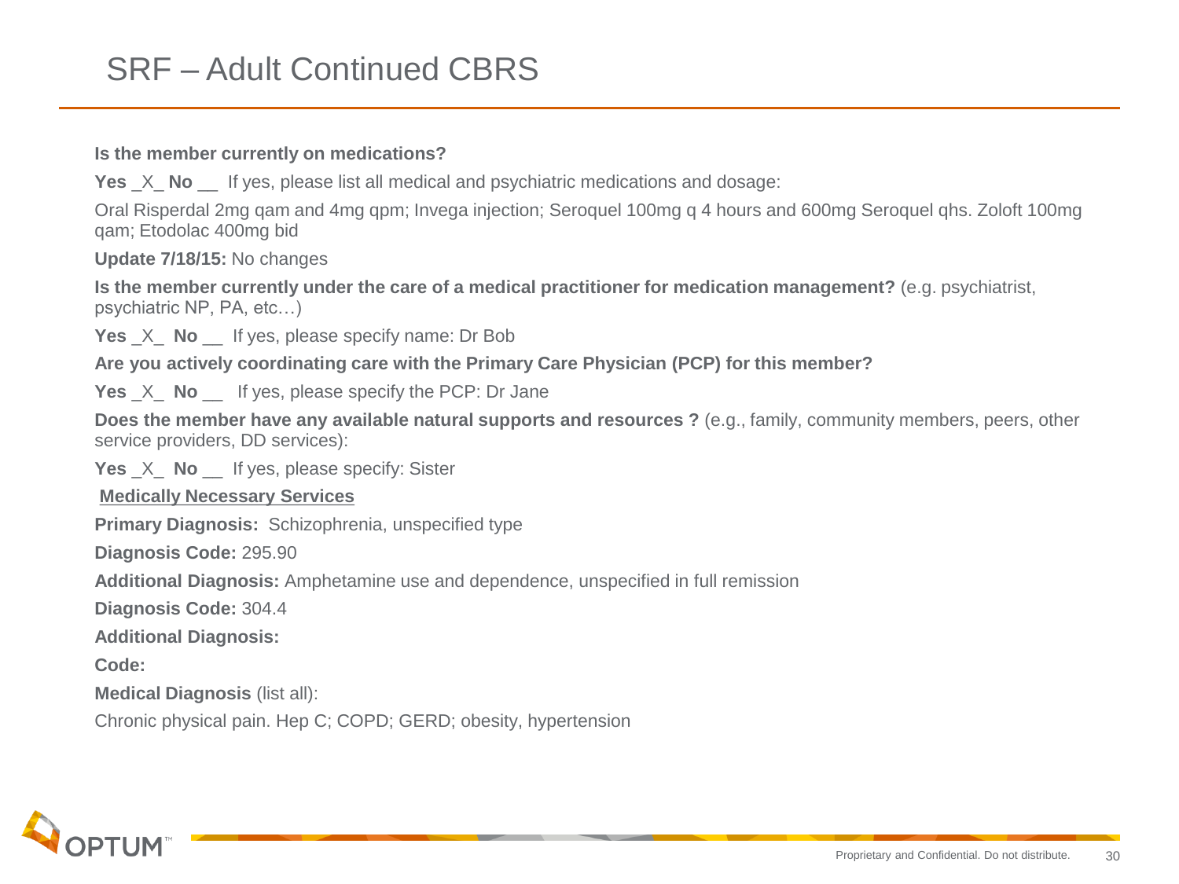# SRF – Adult Continued CBRS

**Is the member currently on medications?**

**Yes** _X_ **No** __ If yes, please list all medical and psychiatric medications and dosage:

Oral Risperdal 2mg qam and 4mg qpm; Invega injection; Seroquel 100mg q 4 hours and 600mg Seroquel qhs. Zoloft 100mg qam; Etodolac 400mg bid

**Update 7/18/15:** No changes

**Is the member currently under the care of a medical practitioner for medication management?** (e.g. psychiatrist, psychiatric NP, PA, etc…)

**Yes** _X_ **No** __ If yes, please specify name: Dr Bob

**Are you actively coordinating care with the Primary Care Physician (PCP) for this member?**

**Yes** _X_ **No** __ If yes, please specify the PCP: Dr Jane

**Does the member have any available natural supports and resources ?** (e.g., family, community members, peers, other service providers, DD services):

**Yes** _X_ **No** __ If yes, please specify: Sister

**Medically Necessary Services**

**Primary Diagnosis:** Schizophrenia, unspecified type

**Diagnosis Code:** 295.90

**Additional Diagnosis:** Amphetamine use and dependence, unspecified in full remission

**Diagnosis Code:** 304.4

**Additional Diagnosis:**

**Code:**

**Medical Diagnosis** (list all):

Chronic physical pain. Hep C; COPD; GERD; obesity, hypertension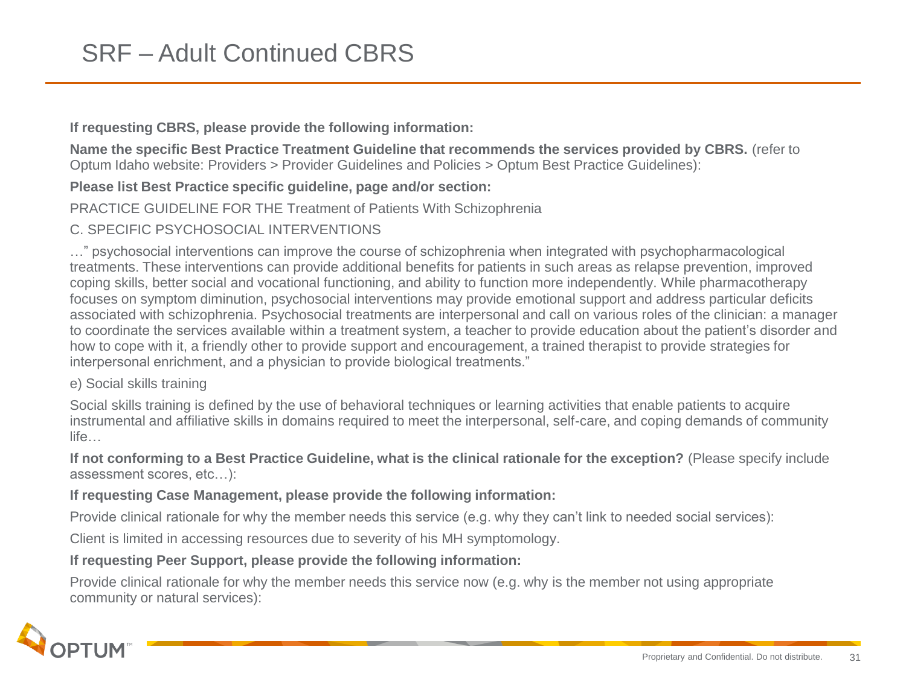# SRF – Adult Continued CBRS

**If requesting CBRS, please provide the following information:**

**Name the specific Best Practice Treatment Guideline that recommends the services provided by CBRS.** (refer to Optum Idaho website: Providers > Provider Guidelines and Policies > Optum Best Practice Guidelines):

**Please list Best Practice specific guideline, page and/or section:**

PRACTICE GUIDELINE FOR THE Treatment of Patients With Schizophrenia

C. SPECIFIC PSYCHOSOCIAL INTERVENTIONS

…" psychosocial interventions can improve the course of schizophrenia when integrated with psychopharmacological treatments. These interventions can provide additional benefits for patients in such areas as relapse prevention, improved coping skills, better social and vocational functioning, and ability to function more independently. While pharmacotherapy focuses on symptom diminution, psychosocial interventions may provide emotional support and address particular deficits associated with schizophrenia. Psychosocial treatments are interpersonal and call on various roles of the clinician: a manager to coordinate the services available within a treatment system, a teacher to provide education about the patient's disorder and how to cope with it, a friendly other to provide support and encouragement, a trained therapist to provide strategies for interpersonal enrichment, and a physician to provide biological treatments."

e) Social skills training

Social skills training is defined by the use of behavioral techniques or learning activities that enable patients to acquire instrumental and affiliative skills in domains required to meet the interpersonal, self-care, and coping demands of community life…

**If not conforming to a Best Practice Guideline, what is the clinical rationale for the exception?** (Please specify include assessment scores, etc…):

**If requesting Case Management, please provide the following information:**

Provide clinical rationale for why the member needs this service (e.g. why they can't link to needed social services):

Client is limited in accessing resources due to severity of his MH symptomology.

**If requesting Peer Support, please provide the following information:**

Provide clinical rationale for why the member needs this service now (e.g. why is the member not using appropriate community or natural services):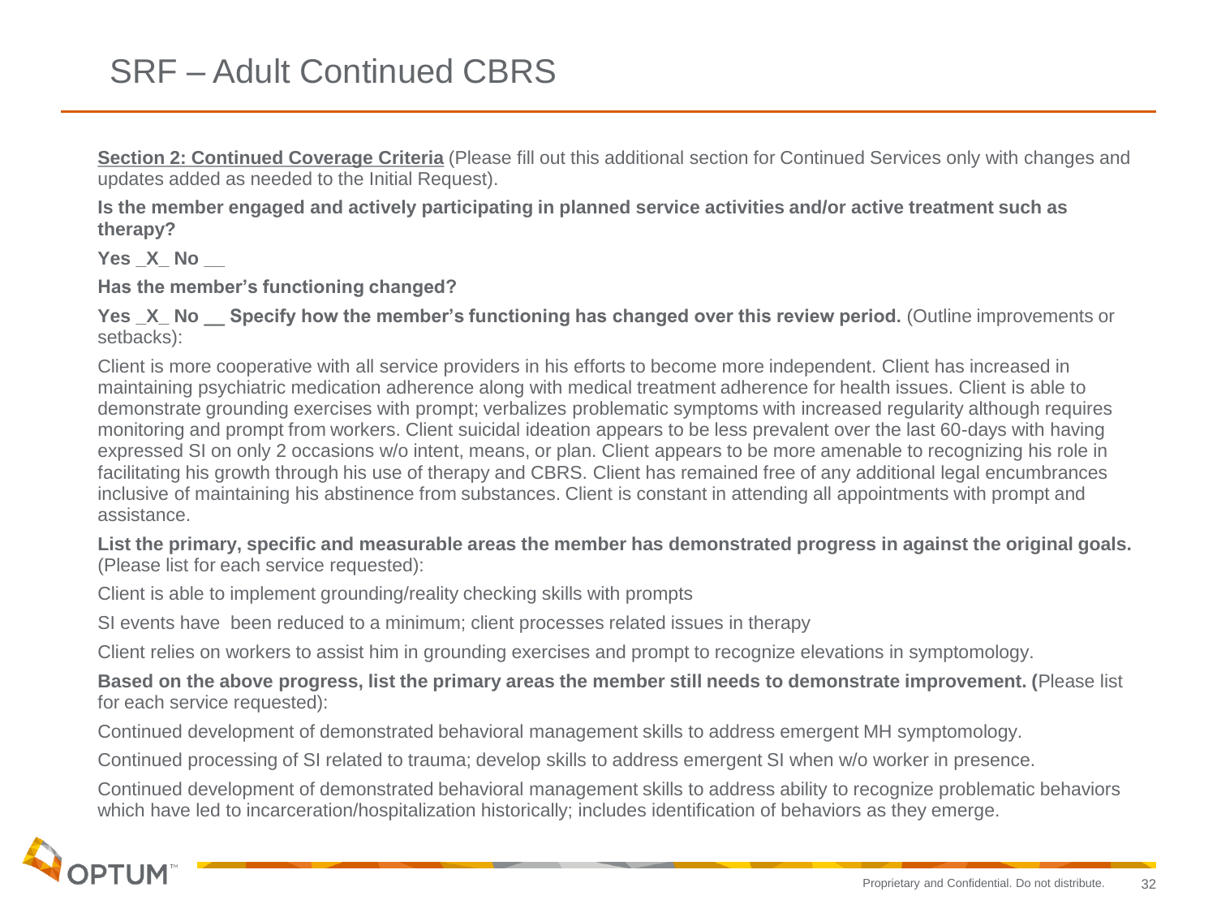# SRF – Adult Continued CBRS

**Section 2: Continued Coverage Criteria** (Please fill out this additional section for Continued Services only with changes and updates added as needed to the Initial Request).

**Is the member engaged and actively participating in planned service activities and/or active treatment such as therapy?**

**Yes _X_ No __**

**Has the member's functioning changed?**

**Yes _X_ No __ Specify how the member's functioning has changed over this review period.** (Outline improvements or setbacks):

Client is more cooperative with all service providers in his efforts to become more independent. Client has increased in maintaining psychiatric medication adherence along with medical treatment adherence for health issues. Client is able to demonstrate grounding exercises with prompt; verbalizes problematic symptoms with increased regularity although requires monitoring and prompt from workers. Client suicidal ideation appears to be less prevalent over the last 60-days with having expressed SI on only 2 occasions w/o intent, means, or plan. Client appears to be more amenable to recognizing his role in facilitating his growth through his use of therapy and CBRS. Client has remained free of any additional legal encumbrances inclusive of maintaining his abstinence from substances. Client is constant in attending all appointments with prompt and assistance.

**List the primary, specific and measurable areas the member has demonstrated progress in against the original goals.** (Please list for each service requested):

Client is able to implement grounding/reality checking skills with prompts

SI events have been reduced to a minimum; client processes related issues in therapy

Client relies on workers to assist him in grounding exercises and prompt to recognize elevations in symptomology.

**Based on the above progress, list the primary areas the member still needs to demonstrate improvement. (**Please list for each service requested):

Continued development of demonstrated behavioral management skills to address emergent MH symptomology.

Continued processing of SI related to trauma; develop skills to address emergent SI when w/o worker in presence.

Continued development of demonstrated behavioral management skills to address ability to recognize problematic behaviors which have led to incarceration/hospitalization historically; includes identification of behaviors as they emerge.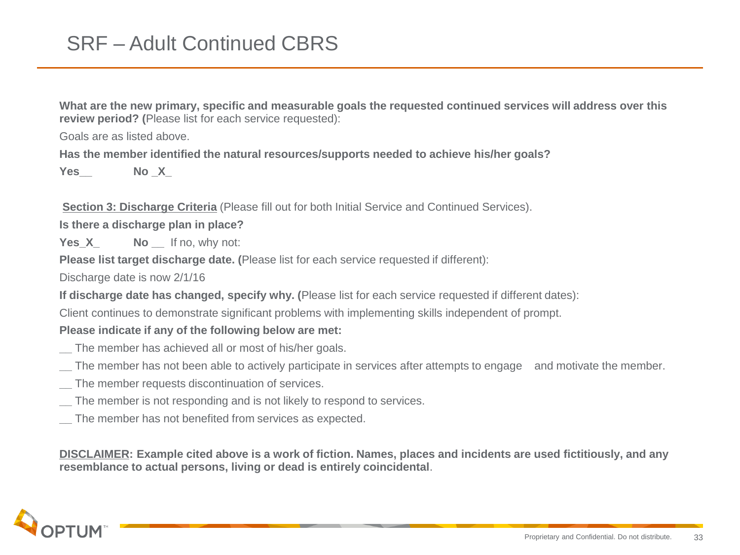# SRF – Adult Continued CBRS

**What are the new primary, specific and measurable goals the requested continued services will address over this review period? (**Please list for each service requested):

Goals are as listed above.

**Has the member identified the natural resources/supports needed to achieve his/her goals?**

**Yes__ No _X_**

**Section 3: Discharge Criteria** (Please fill out for both Initial Service and Continued Services).

**Is there a discharge plan in place?**

**Yes_X_ No __** If no, why not:

**Please list target discharge date. (**Please list for each service requested if different):

Discharge date is now 2/1/16

**If discharge date has changed, specify why. (**Please list for each service requested if different dates):

Client continues to demonstrate significant problems with implementing skills independent of prompt.

**Please indicate if any of the following below are met:**

__ The member has achieved all or most of his/her goals.

__ The member has not been able to actively participate in services after attempts to engage and motivate the member.

__ The member requests discontinuation of services.

__ The member is not responding and is not likely to respond to services.

__ The member has not benefited from services as expected.

**DISCLAIMER: Example cited above is a work of fiction. Names, places and incidents are used fictitiously, and any resemblance to actual persons, living or dead is entirely coincidental**.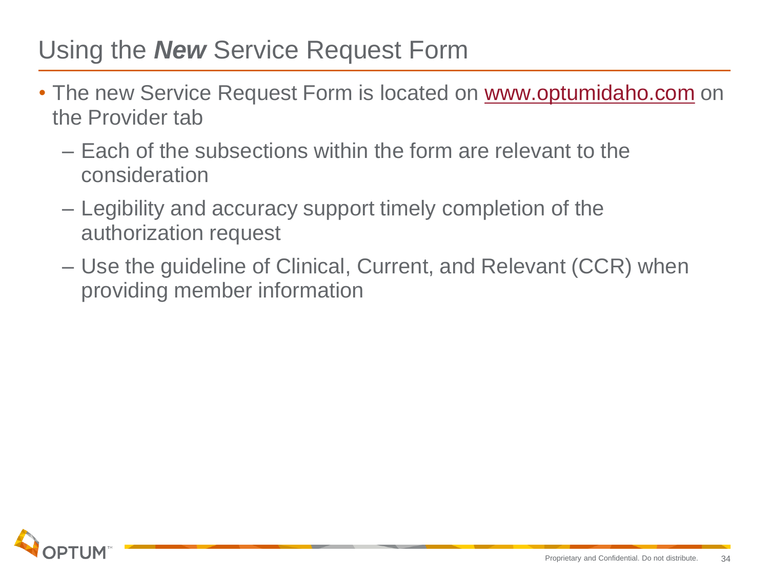# Using the ***New*** Service Request Form

- The new Service Request Form is located on [www.optumidaho.com](http://www.optumidaho.com) on the Provider tab
  - Each of the subsections within the form are relevant to the consideration
  - Legibility and accuracy support timely completion of the authorization request
  - Use the guideline of Clinical, Current, and Relevant (CCR) when providing member information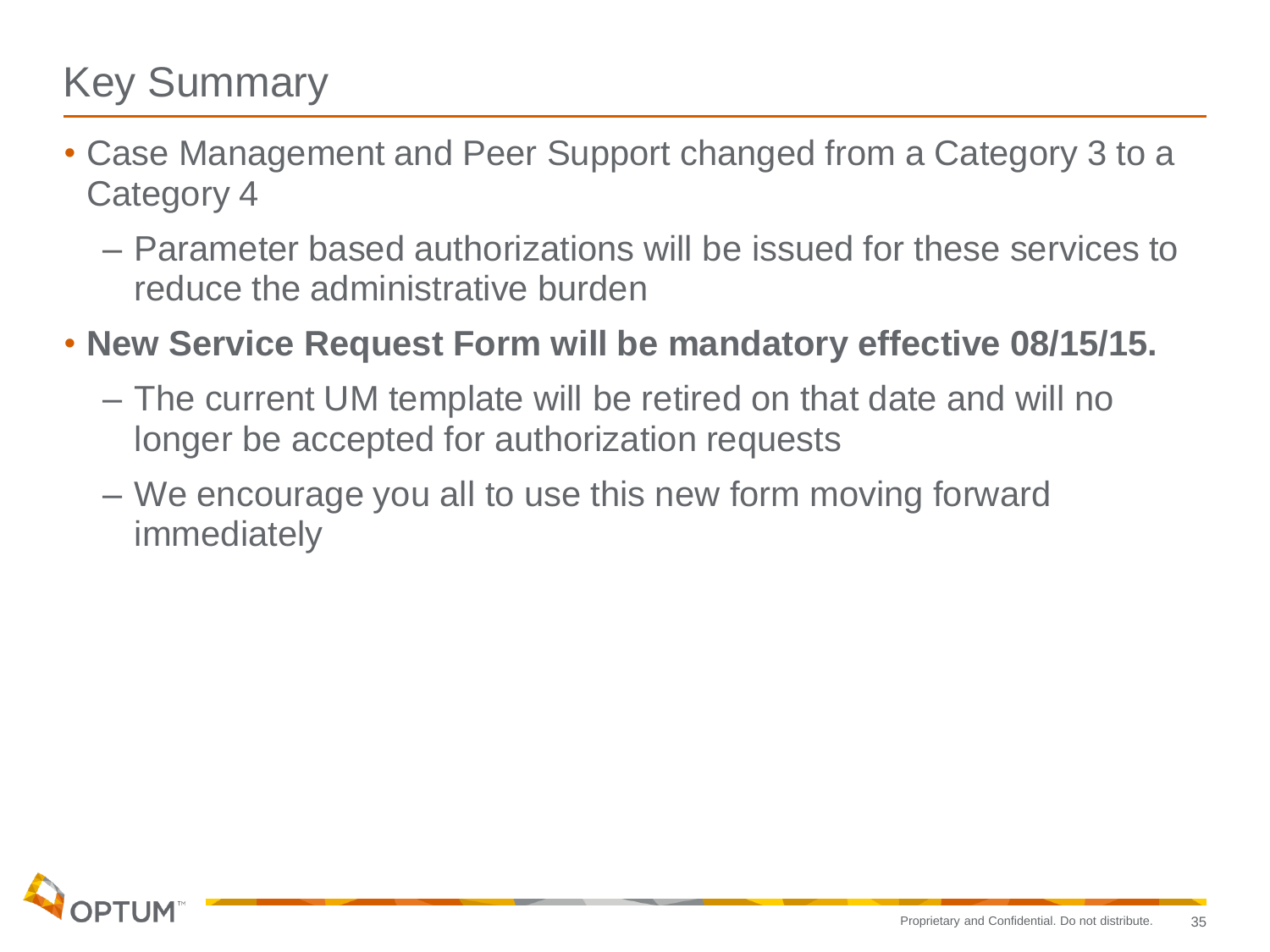# Key Summary

- Case Management and Peer Support changed from a Category 3 to a Category 4
  - Parameter based authorizations will be issued for these services to reduce the administrative burden
- **New Service Request Form will be mandatory effective 08/15/15.**
  - The current UM template will be retired on that date and will no longer be accepted for authorization requests
  - We encourage you all to use this new form moving forward immediately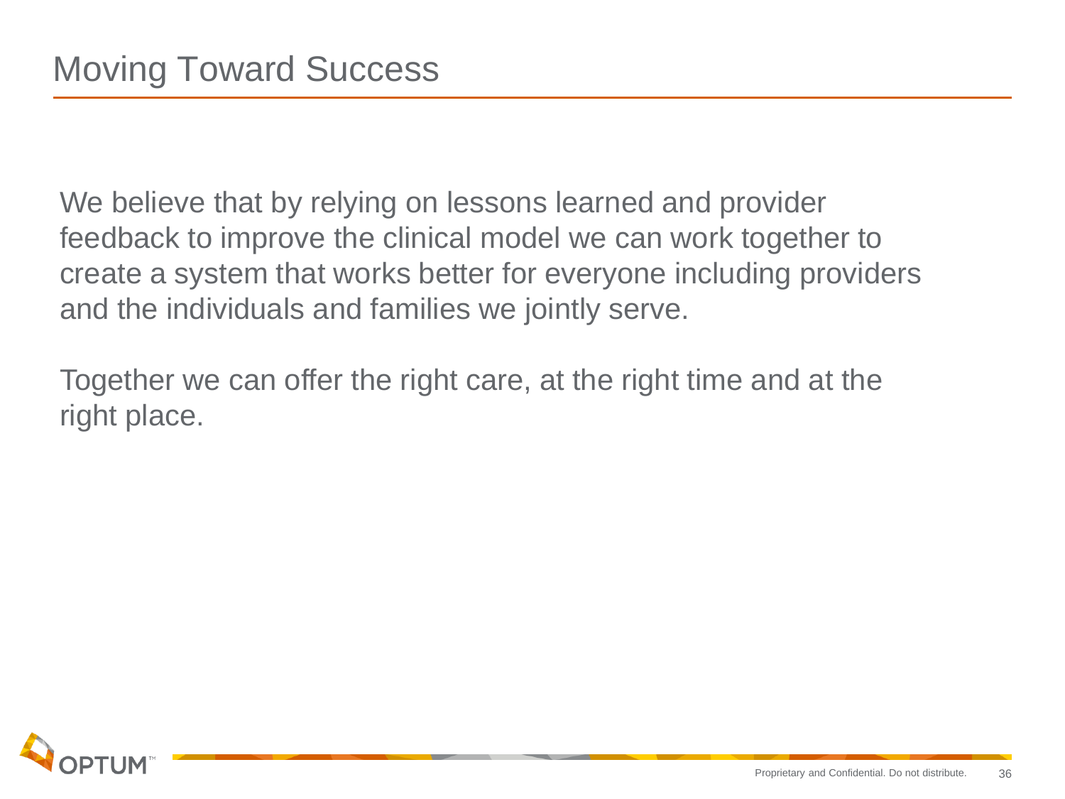# Moving Toward Success

We believe that by relying on lessons learned and provider feedback to improve the clinical model we can work together to create a system that works better for everyone including providers and the individuals and families we jointly serve.

Together we can offer the right care, at the right time and at the right place.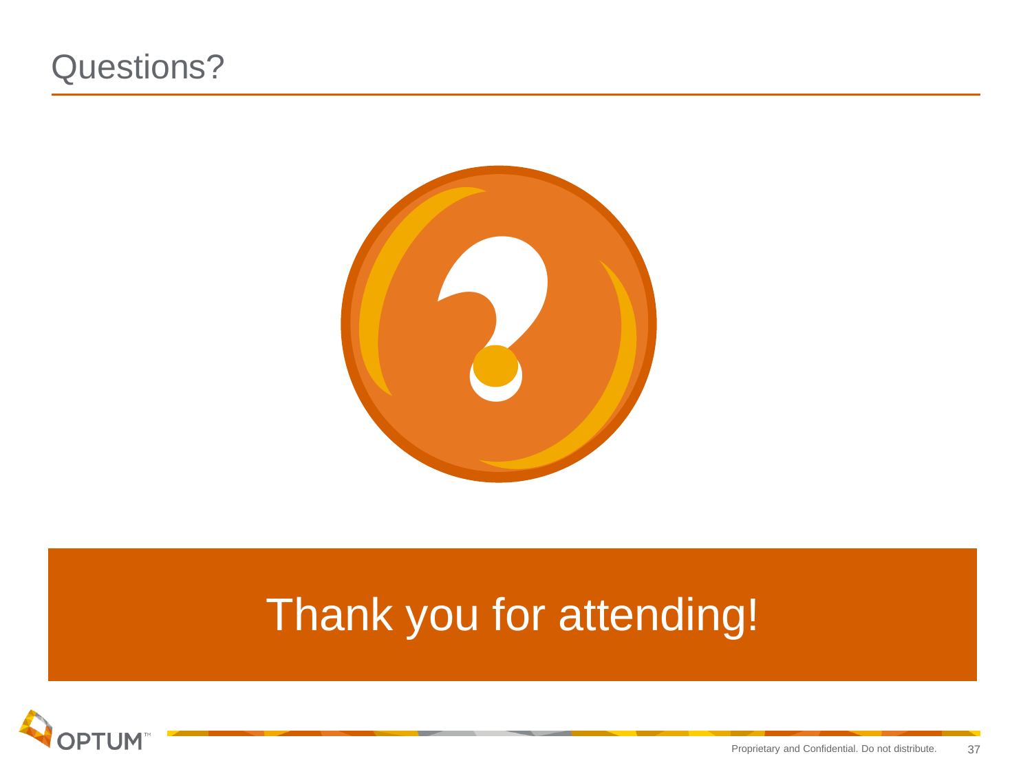# Questions?

Thank you for attending!